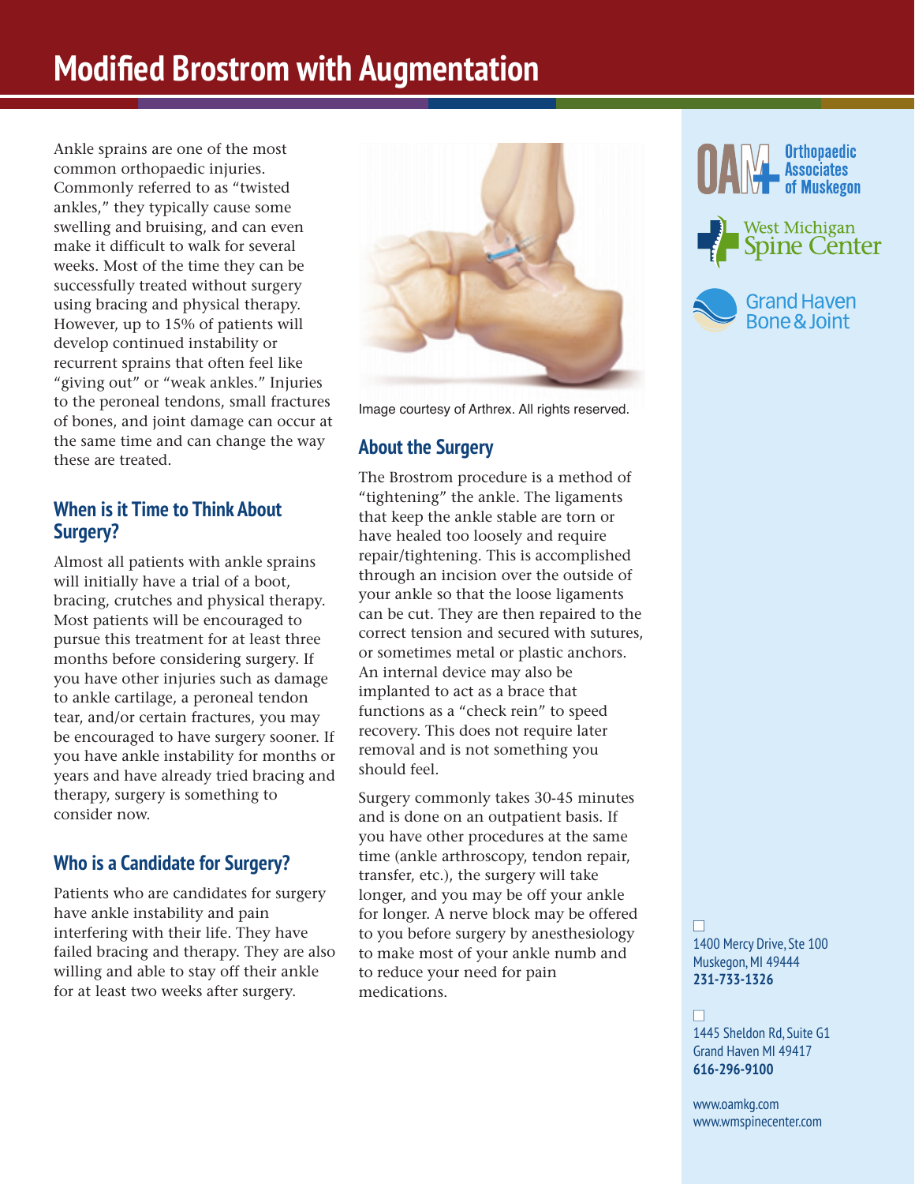# Modified Brostrom with Augmentation

Ankle sprains are one of the most common orthopaedic injuries. Commonly referred to as "twisted ankles," they typically cause some swelling and bruising, and can even make it difficult to walk for several weeks. Most of the time they can be successfully treated without surgery using bracing and physical therapy. However, up to 15% of patients will develop continued instability or recurrent sprains that often feel like "giving out" or "weak ankles." Injuries to the peroneal tendons, small fractures of bones, and joint damage can occur at the same time and can change the way these are treated.

## When is it Time to Think About Surgery?

Almost all patients with ankle sprains will initially have a trial of a boot, bracing, crutches and physical therapy. Most patients will be encouraged to pursue this treatment for at least three months before considering surgery. If you have other injuries such as damage to ankle cartilage, a peroneal tendon tear, and/or certain fractures, you may be encouraged to have surgery sooner. If you have ankle instability for months or years and have already tried bracing and therapy, surgery is something to consider now.

## Who is a Candidate for Surgery?

Patients who are candidates for surgery have ankle instability and pain interfering with their life. They have failed bracing and therapy. They are also willing and able to stay off their ankle for at least two weeks after surgery.

Image courtesy of Arthrex. All rights reserved.

## About the Surgery

The Brostrom procedure is a method of "tightening" the ankle. The ligaments that keep the ankle stable are torn or have healed too loosely and require repair/tightening. This is accomplished through an incision over the outside of your ankle so that the loose ligaments can be cut. They are then repaired to the correct tension and secured with sutures, or sometimes metal or plastic anchors. An internal device may also be implanted to act as a brace that functions as a "check rein" to speed recovery. This does not require later removal and is not something you should feel.

Surgery commonly takes 30-45 minutes and is done on an outpatient basis. If you have other procedures at the same time (ankle arthroscopy, tendon repair, transfer, etc.), the surgery will take longer, and you may be off your ankle for longer. A nerve block may be offered to you before surgery by anesthesiology to make most of your ankle numb and to reduce your need for pain medications.

OAM Orthopaedic Associates of Muskegon

West Michigan Spine Center

Grand Haven Bone & Joint

☐ 1400 Mercy Drive, Ste 100
Muskegon, MI 49444
**231-733-1326**

☐ 1445 Sheldon Rd, Suite G1
Grand Haven MI 49417
**616-296-9100**

www.oamkg.com
www.wmspinecenter.com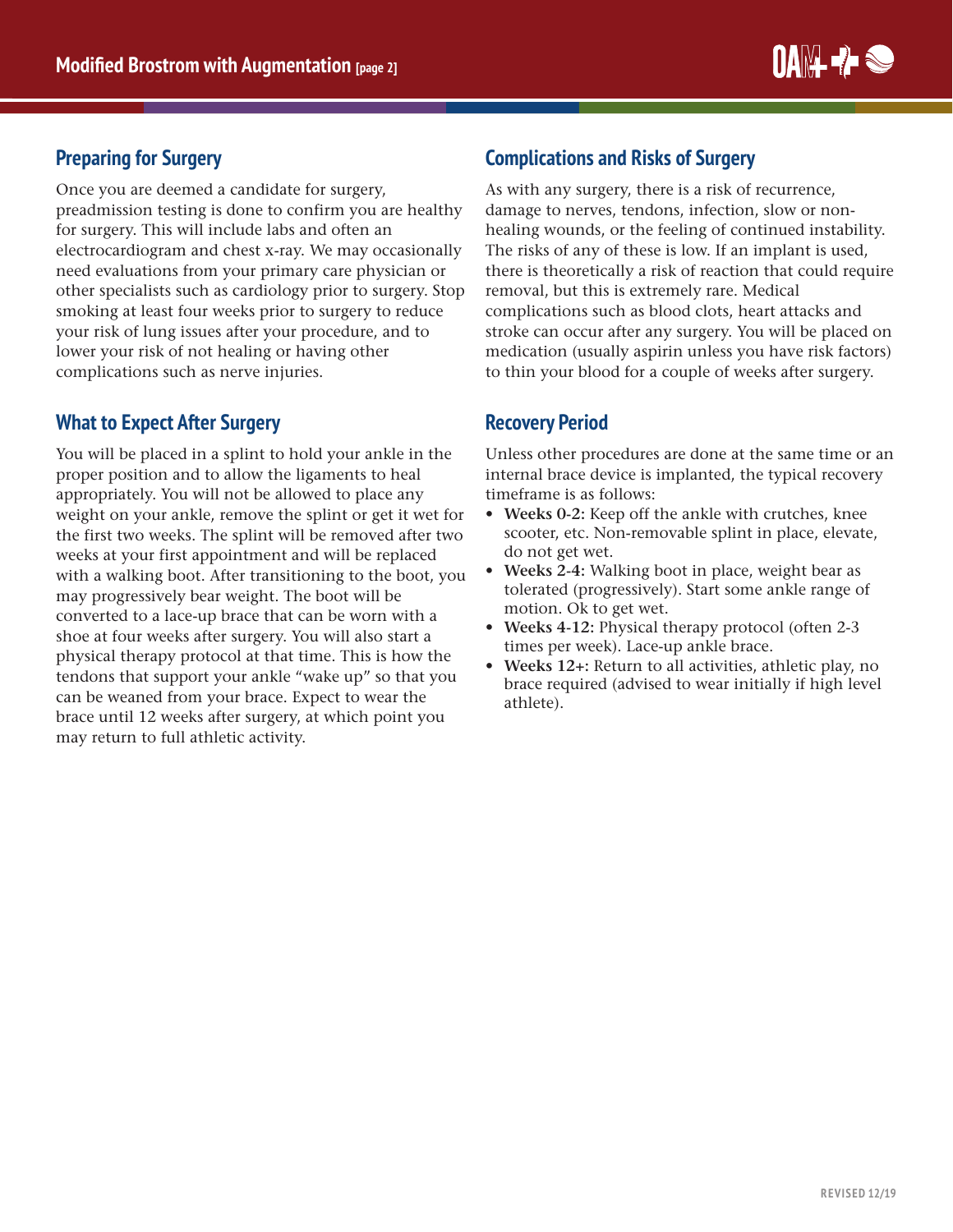## Preparing for Surgery

Once you are deemed a candidate for surgery, preadmission testing is done to confirm you are healthy for surgery. This will include labs and often an electrocardiogram and chest x-ray. We may occasionally need evaluations from your primary care physician or other specialists such as cardiology prior to surgery. Stop smoking at least four weeks prior to surgery to reduce your risk of lung issues after your procedure, and to lower your risk of not healing or having other complications such as nerve injuries.

## What to Expect After Surgery

You will be placed in a splint to hold your ankle in the proper position and to allow the ligaments to heal appropriately. You will not be allowed to place any weight on your ankle, remove the splint or get it wet for the first two weeks. The splint will be removed after two weeks at your first appointment and will be replaced with a walking boot. After transitioning to the boot, you may progressively bear weight. The boot will be converted to a lace-up brace that can be worn with a shoe at four weeks after surgery. You will also start a physical therapy protocol at that time. This is how the tendons that support your ankle "wake up" so that you can be weaned from your brace. Expect to wear the brace until 12 weeks after surgery, at which point you may return to full athletic activity.

## Complications and Risks of Surgery

As with any surgery, there is a risk of recurrence, damage to nerves, tendons, infection, slow or non-healing wounds, or the feeling of continued instability. The risks of any of these is low. If an implant is used, there is theoretically a risk of reaction that could require removal, but this is extremely rare. Medical complications such as blood clots, heart attacks and stroke can occur after any surgery. You will be placed on medication (usually aspirin unless you have risk factors) to thin your blood for a couple of weeks after surgery.

## Recovery Period

Unless other procedures are done at the same time or an internal brace device is implanted, the typical recovery timeframe is as follows:

- **Weeks 0-2:** Keep off the ankle with crutches, knee scooter, etc. Non-removable splint in place, elevate, do not get wet.
- **Weeks 2-4:** Walking boot in place, weight bear as tolerated (progressively). Start some ankle range of motion. Ok to get wet.
- **Weeks 4-12:** Physical therapy protocol (often 2-3 times per week). Lace-up ankle brace.
- **Weeks 12+:** Return to all activities, athletic play, no brace required (advised to wear initially if high level athlete).

REVISED 12/19